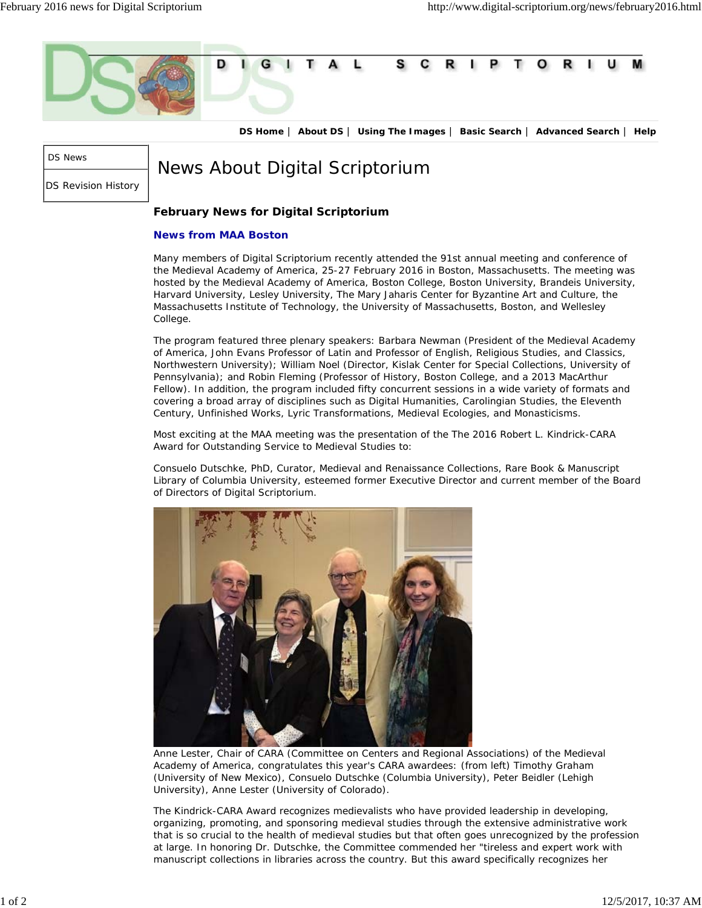DS Home | About DS | Using The Images | Basic Search | Advanced Search | Help

DS News

DS Revision History

# News About Digital Scriptorium

## February News for Digital Scriptorium

### News from MAA Boston

Many members of Digital Scriptorium recently attended the 91st annual meeting and conference of the Medieval Academy of America, 25-27 February 2016 in Boston, Massachusetts. The meeting was hosted by the Medieval Academy of America, Boston College, Boston University, Brandeis University, Harvard University, Lesley University, The Mary Jaharis Center for Byzantine Art and Culture, the Massachusetts Institute of Technology, the University of Massachusetts, Boston, and Wellesley College.

The program featured three plenary speakers: Barbara Newman (President of the Medieval Academy of America, John Evans Professor of Latin and Professor of English, Religious Studies, and Classics, Northwestern University); William Noel (Director, Kislak Center for Special Collections, University of Pennsylvania); and Robin Fleming (Professor of History, Boston College, and a 2013 MacArthur Fellow). In addition, the program included fifty concurrent sessions in a wide variety of formats and covering a broad array of disciplines such as Digital Humanities, Carolingian Studies, the Eleventh Century, Unfinished Works, Lyric Transformations, Medieval Ecologies, and Monasticisms.

Most exciting at the MAA meeting was the presentation of the The 2016 Robert L. Kindrick-CARA Award for Outstanding Service to Medieval Studies to:

Consuelo Dutschke, PhD, Curator, Medieval and Renaissance Collections, Rare Book & Manuscript Library of Columbia University, esteemed former Executive Director and current member of the Board of Directors of Digital Scriptorium.

Anne Lester, Chair of CARA (Committee on Centers and Regional Associations) of the Medieval Academy of America, congratulates this year's CARA awardees: (from left) Timothy Graham (University of New Mexico), Consuelo Dutschke (Columbia University), Peter Beidler (Lehigh University), Anne Lester (University of Colorado).

The Kindrick-CARA Award recognizes medievalists who have provided leadership in developing, organizing, promoting, and sponsoring medieval studies through the extensive administrative work that is so crucial to the health of medieval studies but that often goes unrecognized by the profession at large. In honoring Dr. Dutschke, the Committee commended her "tireless and expert work with manuscript collections in libraries across the country. But this award specifically recognizes her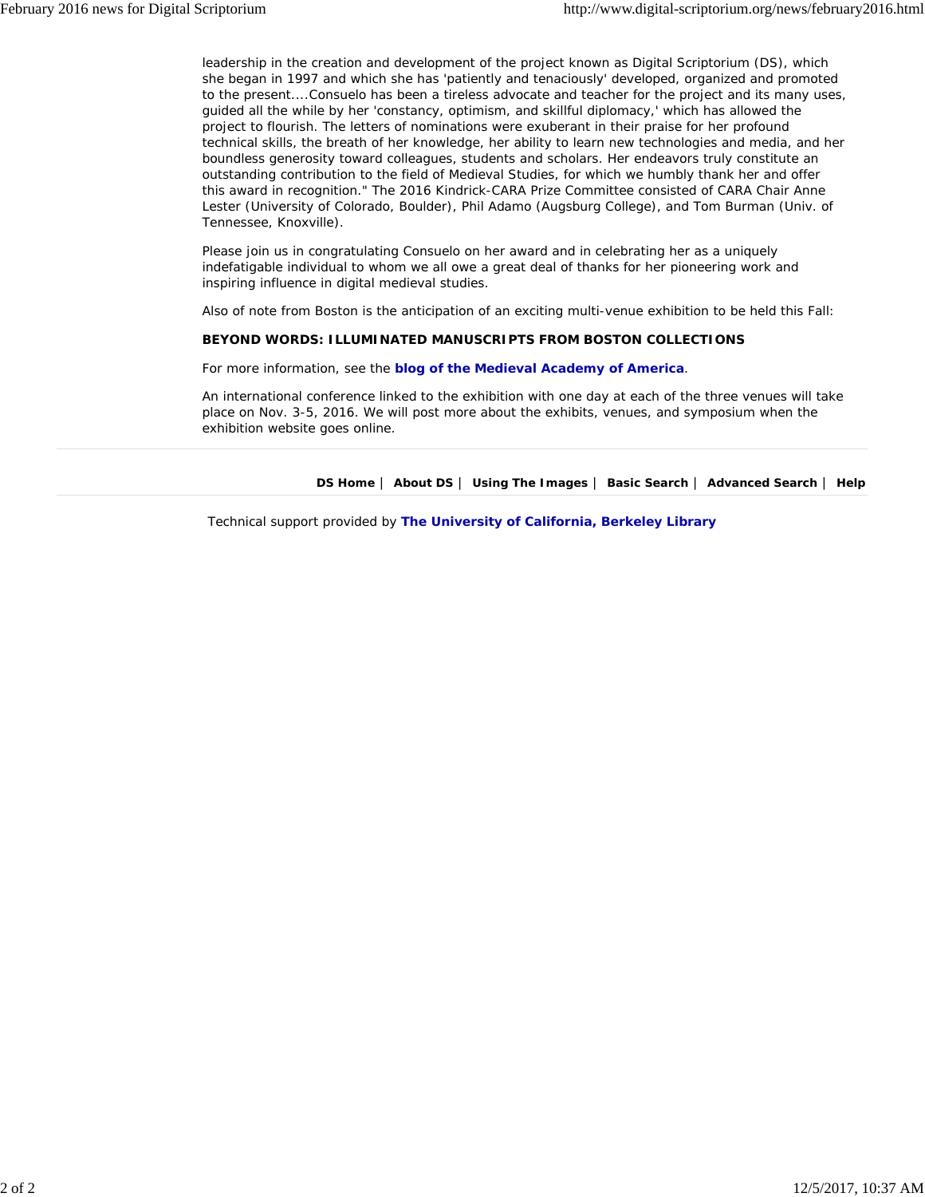leadership in the creation and development of the project known as Digital Scriptorium (DS), which she began in 1997 and which she has 'patiently and tenaciously' developed, organized and promoted to the present....Consuelo has been a tireless advocate and teacher for the project and its many uses, guided all the while by her 'constancy, optimism, and skillful diplomacy,' which has allowed the project to flourish. The letters of nominations were exuberant in their praise for her profound technical skills, the breath of her knowledge, her ability to learn new technologies and media, and her boundless generosity toward colleagues, students and scholars. Her endeavors truly constitute an outstanding contribution to the field of Medieval Studies, for which we humbly thank her and offer this award in recognition." The 2016 Kindrick-CARA Prize Committee consisted of CARA Chair Anne Lester (University of Colorado, Boulder), Phil Adamo (Augsburg College), and Tom Burman (Univ. of Tennessee, Knoxville).

Please join us in congratulating Consuelo on her award and in celebrating her as a uniquely indefatigable individual to whom we all owe a great deal of thanks for her pioneering work and inspiring influence in digital medieval studies.

Also of note from Boston is the anticipation of an exciting multi-venue exhibition to be held this Fall:

**BEYOND WORDS: ILLUMINATED MANUSCRIPTS FROM BOSTON COLLECTIONS**

For more information, see the **blog of the Medieval Academy of America**.

An international conference linked to the exhibition with one day at each of the three venues will take place on Nov. 3-5, 2016. We will post more about the exhibits, venues, and symposium when the exhibition website goes online.

---

**DS Home** | **About DS** | **Using The Images** | **Basic Search** | **Advanced Search** | **Help**

Technical support provided by **The University of California, Berkeley Library**